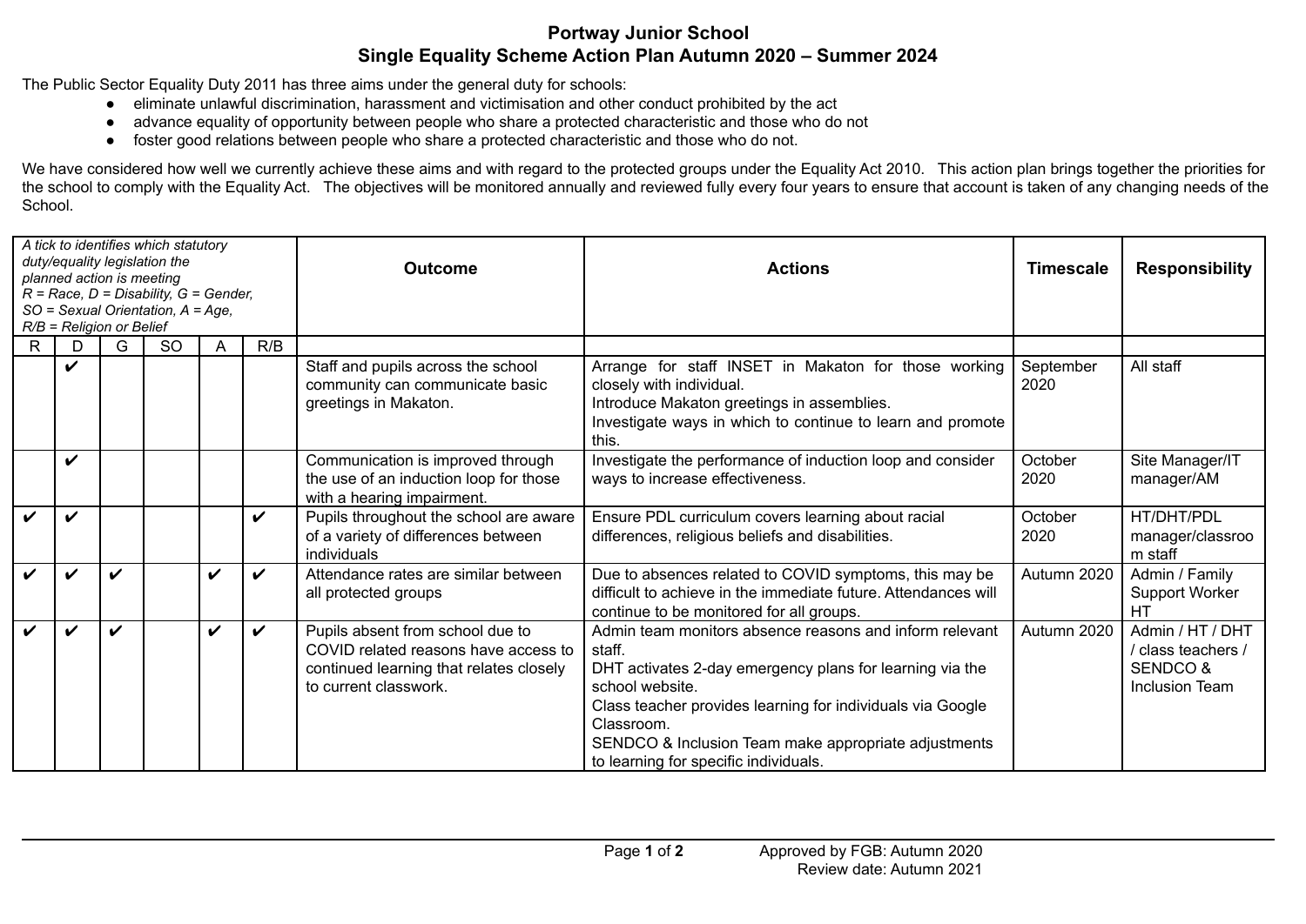# Portway Junior School
## Single Equality Scheme Action Plan Autumn 2020 – Summer 2024

The Public Sector Equality Duty 2011 has three aims under the general duty for schools:

- eliminate unlawful discrimination, harassment and victimisation and other conduct prohibited by the act
- advance equality of opportunity between people who share a protected characteristic and those who do not
- foster good relations between people who share a protected characteristic and those who do not.

We have considered how well we currently achieve these aims and with regard to the protected groups under the Equality Act 2010. This action plan brings together the priorities for the school to comply with the Equality Act. The objectives will be monitored annually and reviewed fully every four years to ensure that account is taken of any changing needs of the School.

| *A tick to identifies which statutory duty/equality legislation the planned action is meeting R = Race, D = Disability, G = Gender, SO = Sexual Orientation, A = Age, R/B = Religion or Belief* | | | | | | **Outcome** | **Actions** | **Timescale** | **Responsibility** |
|---|---|---|---|---|---|---|---|---|---|
| R | D | G | SO | A | R/B | | | | |
| | ✔ | | | | | Staff and pupils across the school community can communicate basic greetings in Makaton. | Arrange for staff INSET in Makaton for those working closely with individual.<br>Introduce Makaton greetings in assemblies.<br>Investigate ways in which to continue to learn and promote this. | September 2020 | All staff |
| | ✔ | | | | | Communication is improved through the use of an induction loop for those with a hearing impairment. | Investigate the performance of induction loop and consider ways to increase effectiveness. | October 2020 | Site Manager/IT manager/AM |
| ✔ | ✔ | | | | ✔ | Pupils throughout the school are aware of a variety of differences between individuals | Ensure PDL curriculum covers learning about racial differences, religious beliefs and disabilities. | October 2020 | HT/DHT/PDL manager/classroom staff |
| ✔ | ✔ | ✔ | | ✔ | ✔ | Attendance rates are similar between all protected groups | Due to absences related to COVID symptoms, this may be difficult to achieve in the immediate future. Attendances will continue to be monitored for all groups. | Autumn 2020 | Admin / Family Support Worker HT |
| ✔ | ✔ | ✔ | | ✔ | ✔ | Pupils absent from school due to COVID related reasons have access to continued learning that relates closely to current classwork. | Admin team monitors absence reasons and inform relevant staff.<br>DHT activates 2-day emergency plans for learning via the school website.<br>Class teacher provides learning for individuals via Google Classroom.<br>SENDCO & Inclusion Team make appropriate adjustments to learning for specific individuals. | Autumn 2020 | Admin / HT / DHT / class teachers / SENDCO & Inclusion Team |

Approved by FGB: Autumn 2020
Review date: Autumn 2021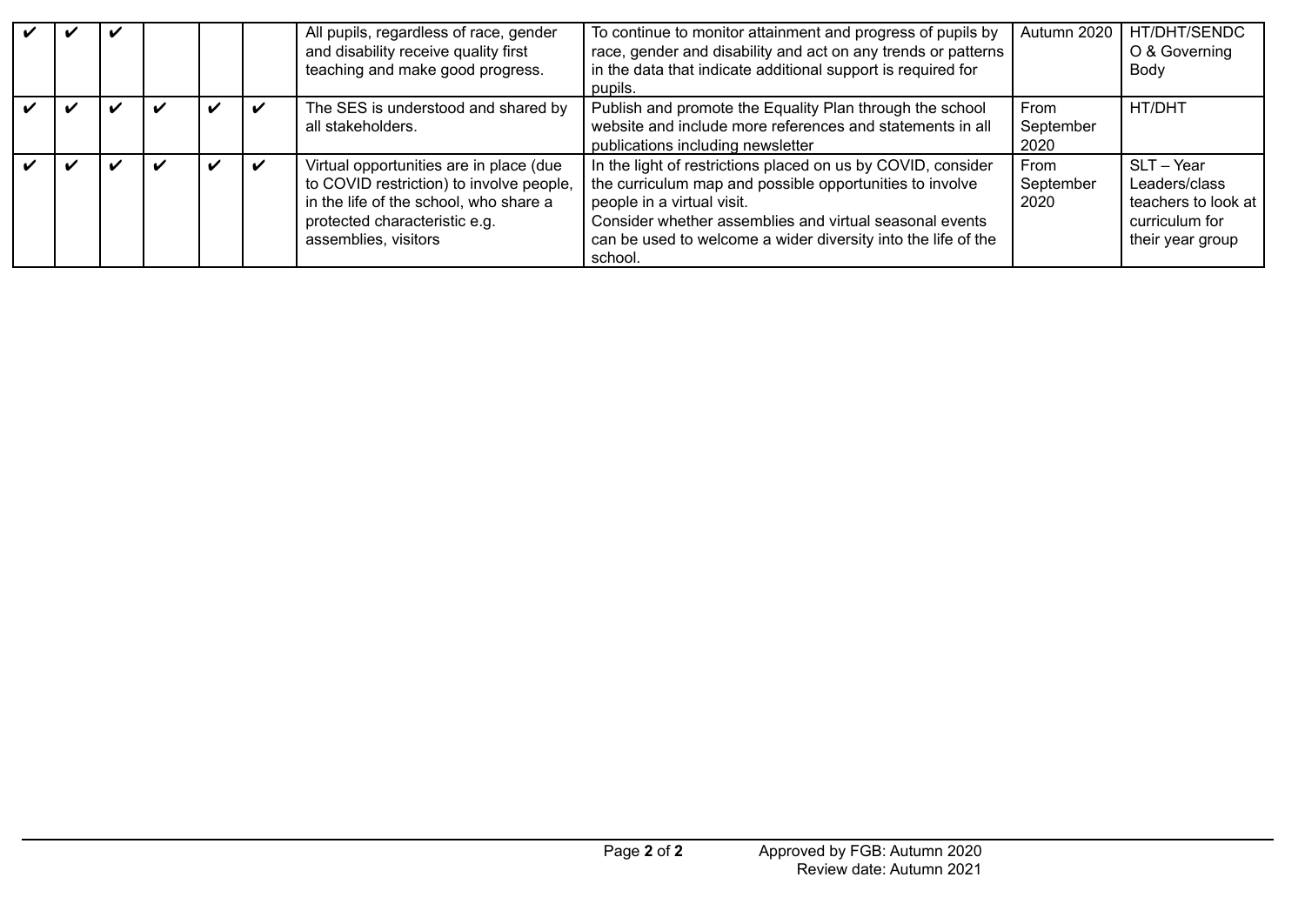| | | | | | | | | | |
|---|---|---|---|---|---|---|---|---|---|
| ✔ | ✔ | ✔ | | | | All pupils, regardless of race, gender and disability receive quality first teaching and make good progress. | To continue to monitor attainment and progress of pupils by race, gender and disability and act on any trends or patterns in the data that indicate additional support is required for pupils. | Autumn 2020 | HT/DHT/SENDCO & Governing Body |
| ✔ | ✔ | ✔ | ✔ | ✔ | ✔ | The SES is understood and shared by all stakeholders. | Publish and promote the Equality Plan through the school website and include more references and statements in all publications including newsletter | From September 2020 | HT/DHT |
| ✔ | ✔ | ✔ | ✔ | ✔ | ✔ | Virtual opportunities are in place (due to COVID restriction) to involve people, in the life of the school, who share a protected characteristic e.g. assemblies, visitors | In the light of restrictions placed on us by COVID, consider the curriculum map and possible opportunities to involve people in a virtual visit.<br>Consider whether assemblies and virtual seasonal events can be used to welcome a wider diversity into the life of the school. | From September 2020 | SLT – Year Leaders/class teachers to look at curriculum for their year group |

Approved by FGB: Autumn 2020
Review date: Autumn 2021